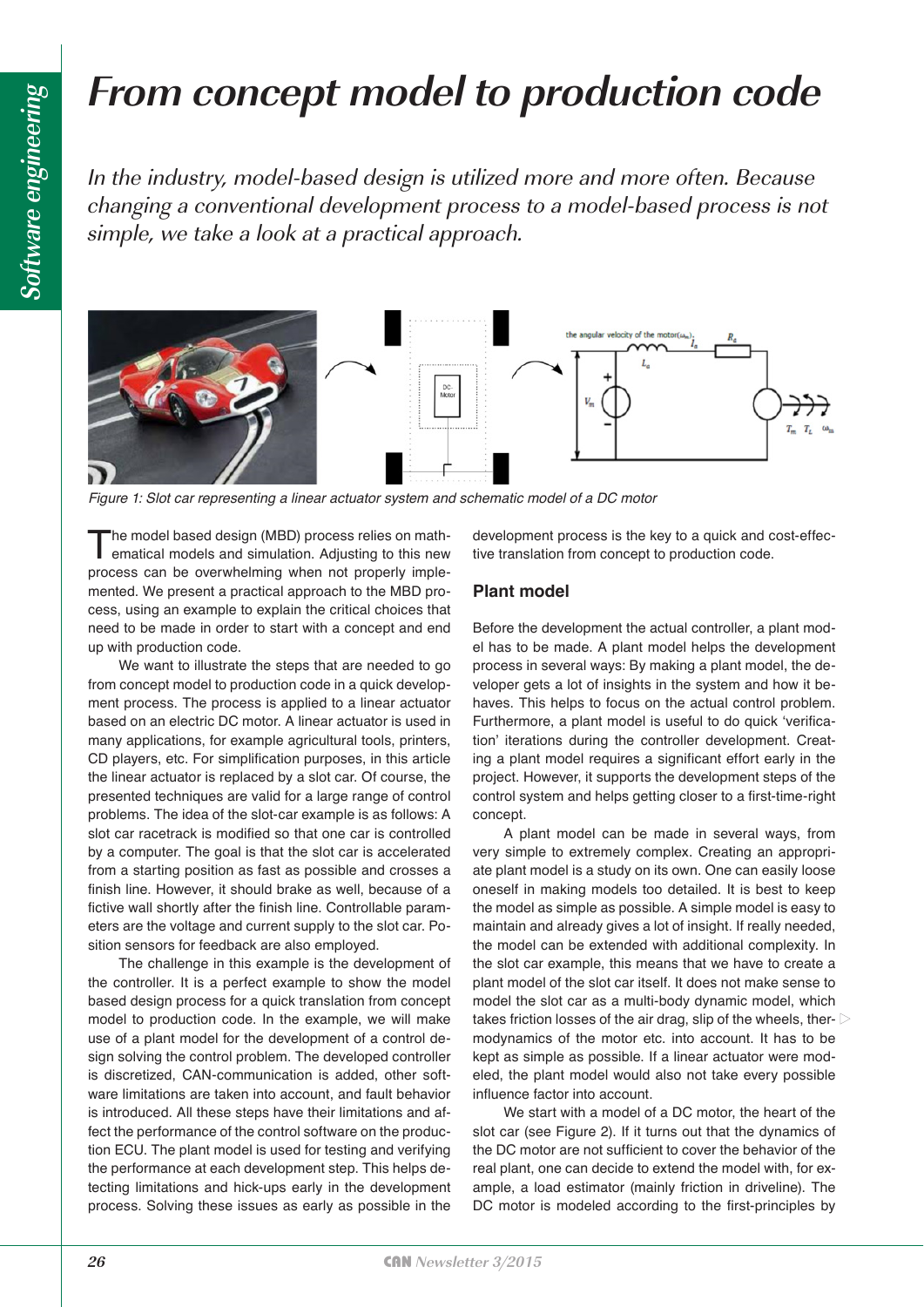# From concept model to production code

*In the industry, model-based design is utilized more and more often. Because changing a conventional development process to a model-based process is not simple, we take a look at a practical approach.*

*Figure 1: Slot car representing a linear actuator system and schematic model of a DC motor*

The model based design (MBD) process relies on mathematical models and simulation. Adjusting to this new process can be overwhelming when not properly implemented. We present a practical approach to the MBD process, using an example to explain the critical choices that need to be made in order to start with a concept and end up with production code.

We want to illustrate the steps that are needed to go from concept model to production code in a quick development process. The process is applied to a linear actuator based on an electric DC motor. A linear actuator is used in many applications, for example agricultural tools, printers, CD players, etc. For simplification purposes, in this article the linear actuator is replaced by a slot car. Of course, the presented techniques are valid for a large range of control problems. The idea of the slot-car example is as follows: A slot car racetrack is modified so that one car is controlled by a computer. The goal is that the slot car is accelerated from a starting position as fast as possible and crosses a finish line. However, it should brake as well, because of a fictive wall shortly after the finish line. Controllable parameters are the voltage and current supply to the slot car. Position sensors for feedback are also employed.

The challenge in this example is the development of the controller. It is a perfect example to show the model based design process for a quick translation from concept model to production code. In the example, we will make use of a plant model for the development of a control design solving the control problem. The developed controller is discretized, CAN-communication is added, other software limitations are taken into account, and fault behavior is introduced. All these steps have their limitations and affect the performance of the control software on the production ECU. The plant model is used for testing and verifying the performance at each development step. This helps detecting limitations and hick-ups early in the development process. Solving these issues as early as possible in the development process is the key to a quick and cost-effective translation from concept to production code.

## Plant model

Before the development the actual controller, a plant model has to be made. A plant model helps the development process in several ways: By making a plant model, the developer gets a lot of insights in the system and how it behaves. This helps to focus on the actual control problem. Furthermore, a plant model is useful to do quick 'verification' iterations during the controller development. Creating a plant model requires a significant effort early in the project. However, it supports the development steps of the control system and helps getting closer to a first-time-right concept.

A plant model can be made in several ways, from very simple to extremely complex. Creating an appropriate plant model is a study on its own. One can easily loose oneself in making models too detailed. It is best to keep the model as simple as possible. A simple model is easy to maintain and already gives a lot of insight. If really needed, the model can be extended with additional complexity. In the slot car example, this means that we have to create a plant model of the slot car itself. It does not make sense to model the slot car as a multi-body dynamic model, which takes friction losses of the air drag, slip of the wheels, thermodynamics of the motor etc. into account. It has to be kept as simple as possible. If a linear actuator were modeled, the plant model would also not take every possible influence factor into account.

We start with a model of a DC motor, the heart of the slot car (see Figure 2). If it turns out that the dynamics of the DC motor are not sufficient to cover the behavior of the real plant, one can decide to extend the model with, for example, a load estimator (mainly friction in driveline). The DC motor is modeled according to the first-principles by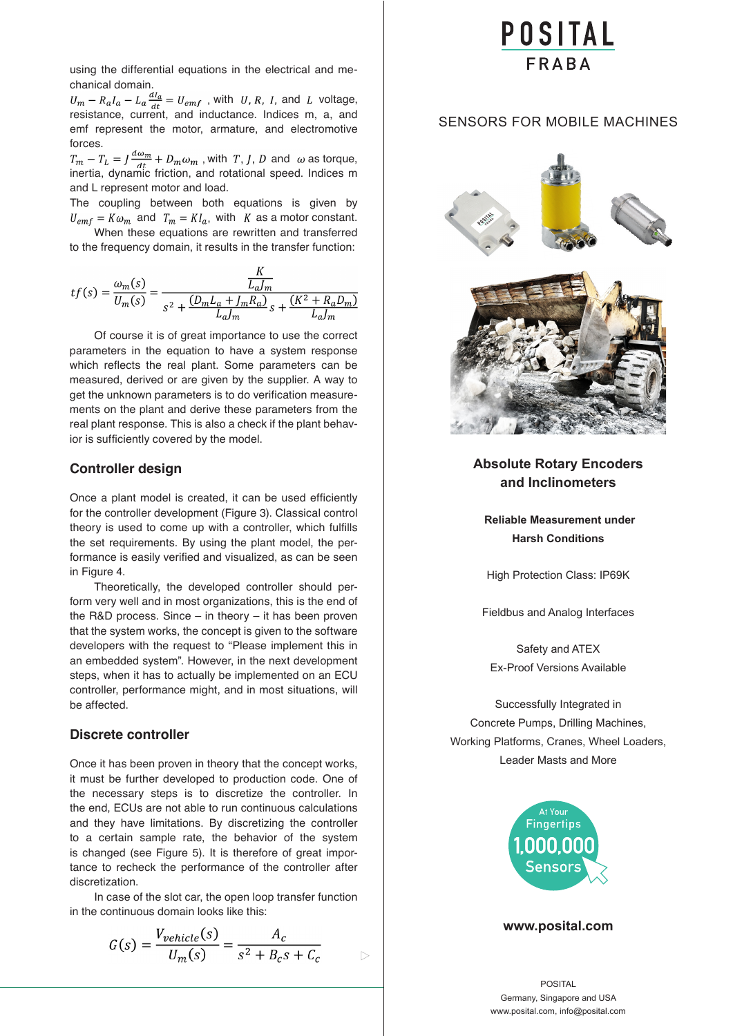using the differential equations in the electrical and mechanical domain.

$U_m - R_a I_a - L_a \frac{dI_a}{dt} = U_{emf}$ , with $U, R, I,$ and $L$ voltage, resistance, current, and inductance. Indices m, a, and emf represent the motor, armature, and electromotive forces.

$T_m - T_L = J\frac{d\omega_m}{dt} + D_m\omega_m$ , with $T, J, D$ and $\omega$ as torque, inertia, dynamic friction, and rotational speed. Indices m and L represent motor and load.

The coupling between both equations is given by $U_{emf} = K\omega_m$ and $T_m = KI_a$, with $K$ as a motor constant. When these equations are rewritten and transferred to the frequency domain, it results in the transfer function:

$$tf(s) = \frac{\omega_m(s)}{U_m(s)} = \frac{\frac{K}{L_a J_m}}{s^2 + \frac{(D_m L_a + J_m R_a)}{L_a J_m}s + \frac{(K^2 + R_a D_m)}{L_a J_m}}$$

Of course it is of great importance to use the correct parameters in the equation to have a system response which reflects the real plant. Some parameters can be measured, derived or are given by the supplier. A way to get the unknown parameters is to do verification measurements on the plant and derive these parameters from the real plant response. This is also a check if the plant behavior is sufficiently covered by the model.

## Controller design

Once a plant model is created, it can be used efficiently for the controller development (Figure 3). Classical control theory is used to come up with a controller, which fulfills the set requirements. By using the plant model, the performance is easily verified and visualized, as can be seen in Figure 4.

Theoretically, the developed controller should perform very well and in most organizations, this is the end of the R&D process. Since – in theory – it has been proven that the system works, the concept is given to the software developers with the request to "Please implement this in an embedded system". However, in the next development steps, when it has to actually be implemented on an ECU controller, performance might, and in most situations, will be affected.

## Discrete controller

Once it has been proven in theory that the concept works, it must be further developed to production code. One of the necessary steps is to discretize the controller. In the end, ECUs are not able to run continuous calculations and they have limitations. By discretizing the controller to a certain sample rate, the behavior of the system is changed (see Figure 5). It is therefore of great importance to recheck the performance of the controller after discretization.

In case of the slot car, the open loop transfer function in the continuous domain looks like this:

$$G(s) = \frac{V_{vehicle}(s)}{U_m(s)} = \frac{A_c}{s^2 + B_c s + C_c}$$

POSITAL FRABA

SENSORS FOR MOBILE MACHINES

**Absolute Rotary Encoders and Inclinometers**

**Reliable Measurement under Harsh Conditions**

High Protection Class: IP69K

Fieldbus and Analog Interfaces

Safety and ATEX Ex-Proof Versions Available

Successfully Integrated in Concrete Pumps, Drilling Machines, Working Platforms, Cranes, Wheel Loaders, Leader Masts and More

At Your Fingertips 1,000,000 Sensors

**www.posital.com**

POSITAL
Germany, Singapore and USA
www.posital.com, info@posital.com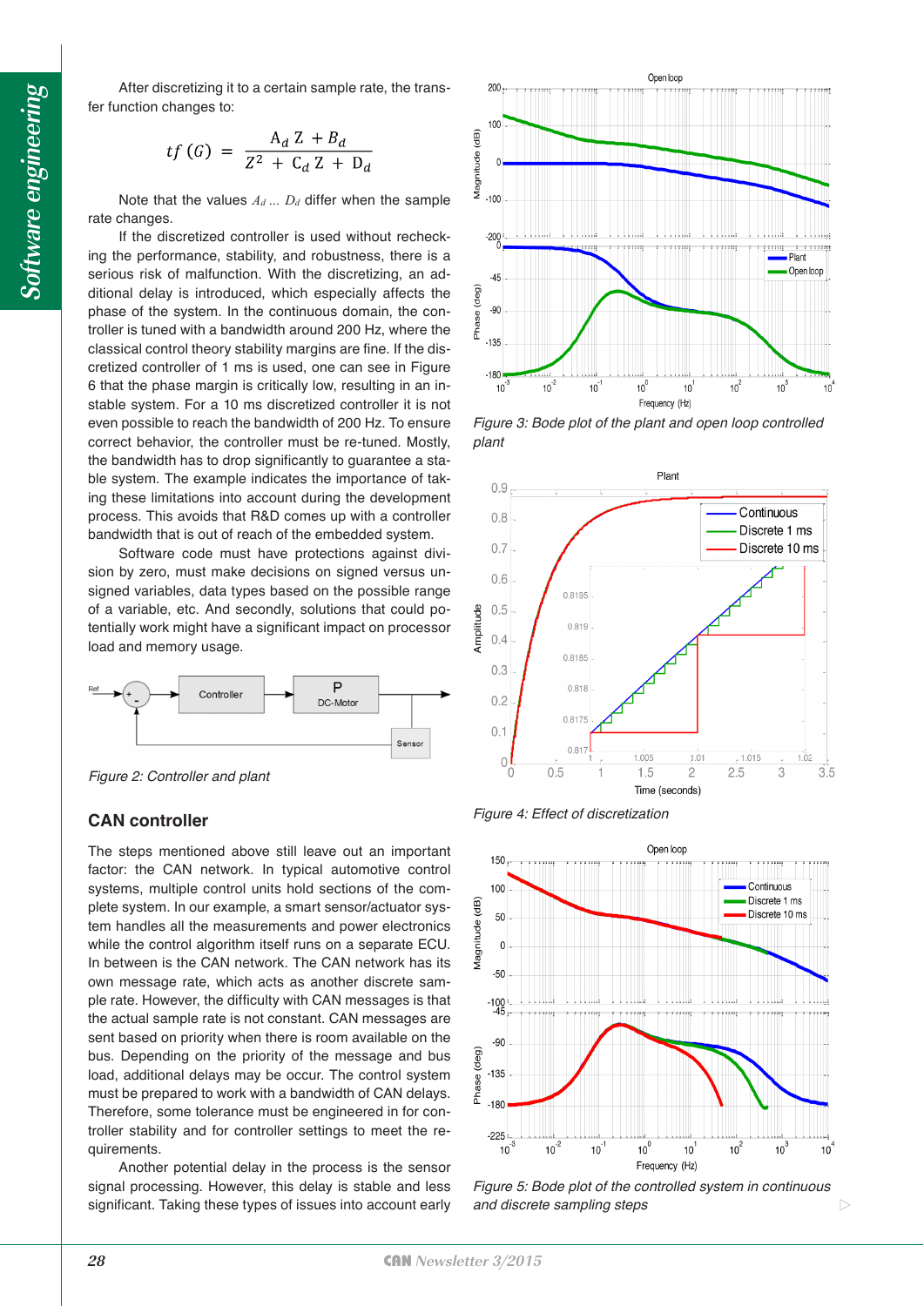After discretizing it to a certain sample rate, the transfer function changes to:

$$tf\,(G) = \frac{A_d\,Z + B_d}{Z^2 + C_d\,Z + D_d}$$

Note that the values $A_d$ ... $D_d$ differ when the sample rate changes.

If the discretized controller is used without rechecking the performance, stability, and robustness, there is a serious risk of malfunction. With the discretizing, an additional delay is introduced, which especially affects the phase of the system. In the continuous domain, the controller is tuned with a bandwidth around 200 Hz, where the classical control theory stability margins are fine. If the discretized controller of 1 ms is used, one can see in Figure 6 that the phase margin is critically low, resulting in an instable system. For a 10 ms discretized controller it is not even possible to reach the bandwidth of 200 Hz. To ensure correct behavior, the controller must be re-tuned. Mostly, the bandwidth has to drop significantly to guarantee a stable system. The example indicates the importance of taking these limitations into account during the development process. This explains why R&D comes up with a controller bandwidth that is out of reach of the embedded system.

Software code must have protections against division by zero, must make decisions on signed versus unsigned variables, data types based on the possible range of a variable, etc. And secondly, solutions that could potentially work might have a significant impact on processor load and memory usage.

*Figure 2: Controller and plant*

*Figure 3: Bode plot of the plant and open loop controlled plant*

*Figure 4: Effect of discretization*

*Figure 5: Bode plot of the controlled system in continuous and discrete sampling steps*

## CAN controller

The steps mentioned above still leave out an important factor: the CAN network. In typical automotive control systems, multiple control units hold sections of the complete system. In our example, a smart sensor/actuator system handles all the measurements and power electronics while the control algorithm itself runs on a separate ECU. In between is the CAN network. The CAN network has its own message rate, which acts as another discrete sample rate. However, the difficulty with CAN messages is that the actual sample rate is not constant. CAN messages are sent based on priority when there is room available on the bus. Depending on the priority of the message and bus load, additional delays may be occur. The control system must be prepared to work with a bandwidth of CAN delays. Therefore, some tolerance must be engineered in for controller stability and for controller settings to meet the requirements.

Another potential delay in the process is the sensor signal processing. However, this delay is stable and less significant. Taking these types of issues into account early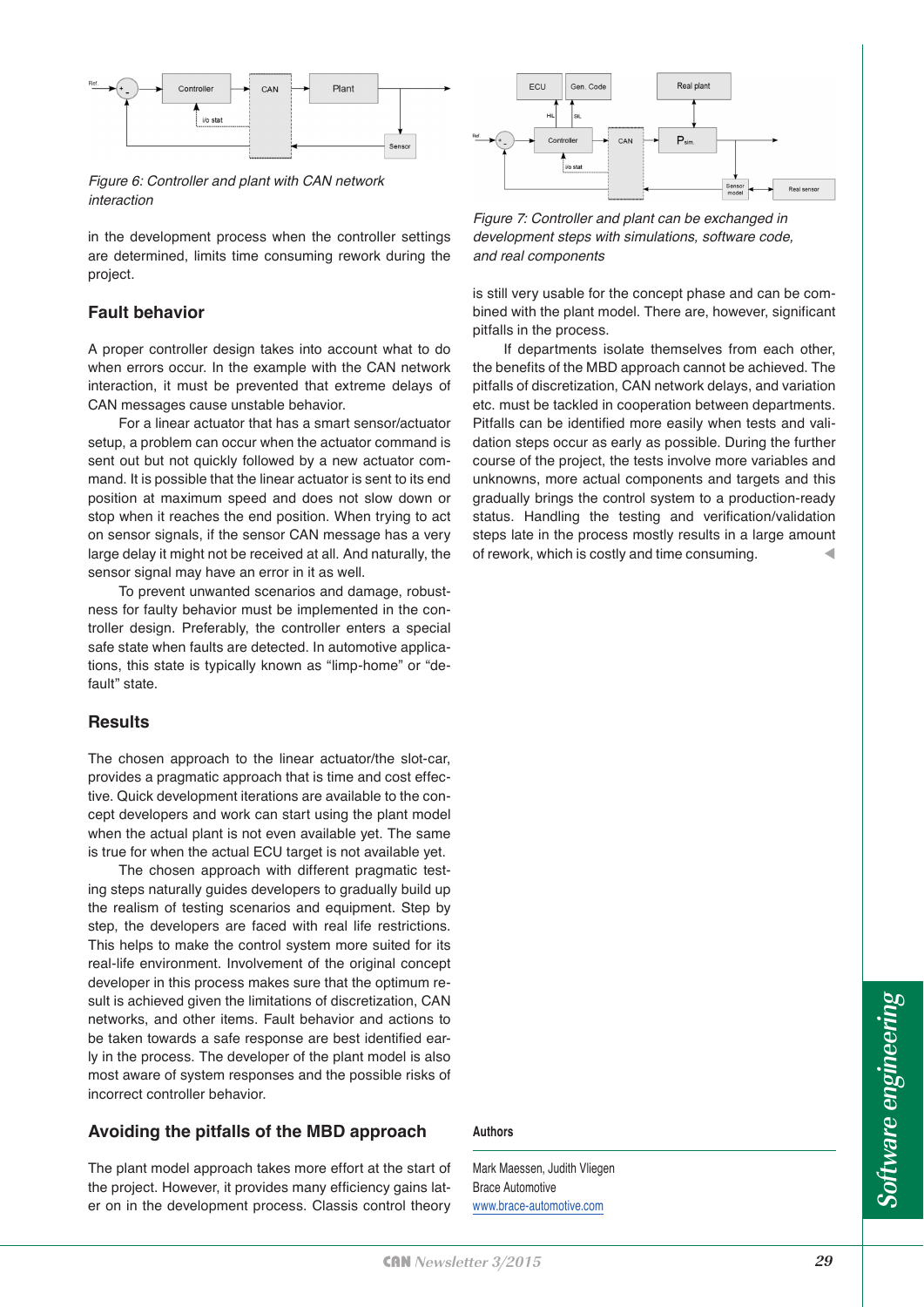Ref.

Controller

CAN

Plant

i/o stat

Sensor

*Figure 6: Controller and plant with CAN network interaction*

ECU

Gen. Code

Real plant

HIL

SIL

Ref.

Controller

CAN

$P_{sim.}$

i/o stat

Sensor model

Real sensor

*Figure 7: Controller and plant can be exchanged in development steps with simulations, software code, and real components*

in the development process when the controller settings are determined, limits time consuming rework during the project.

## Fault behavior

A proper controller design takes into account what to do when errors occur. In the example with the CAN network interaction, it must be prevented that extreme delays of CAN messages cause unstable behavior.

For a linear actuator that has a smart sensor/actuator setup, a problem can occur when the actuator command is sent out but not quickly followed by a new actuator command. It is possible that the linear actuator is sent to its end position at maximum speed and does not slow down or stop when it reaches the end position. When trying to act on sensor signals, if the sensor CAN message has a very large delay it might not be received at all. And naturally, the sensor signal may have an error in it as well.

To prevent unwanted scenarios and damage, robustness for faulty behavior must be implemented in the controller design. Preferably, the controller enters a special safe state when faults are detected. In automotive applications, this state is typically known as "limp-home" or "default" state.

## Results

The chosen approach to the linear actuator/the slot-car, provides a pragmatic approach that is time and cost effective. Quick development iterations are available to the concept developers and work can start using the plant model when the actual plant is not even available yet. The same is true for when the actual ECU target is not available yet.

The chosen approach with different pragmatic testing steps naturally guides developers to gradually build up the realism of testing scenarios and equipment. Step by step, the developers are faced with real life restrictions. This helps to make the control system more suited for its real-life environment. Involvement of the original concept developer in this process makes sure that the optimum result is achieved given the limitations of discretization, CAN networks, and other items. Fault behavior and actions to be taken towards a safe response are best identified early in the process. The developer of the plant model is also most aware of system responses and the possible risks of incorrect controller behavior.

## Avoiding the pitfalls of the MBD approach

The plant model approach takes more effort at the start of the project. However, it provides many efficiency gains later on in the development process. Classic control theory is still very usable for the concept phase and can be combined with the plant model. There are, however, significant pitfalls in the process.

If departments isolate themselves from each other, the benefits of the MBD approach cannot be achieved. The pitfalls of discretization, CAN network delays, and variation etc. must be tackled in cooperation between departments. Pitfalls can be identified more easily when tests and validation steps occur as early as possible. During the further course of the project, the tests involve more variables and unknowns, more actual components and targets and this gradually brings the control system to a production-ready status. Handling the testing and verification/validation steps late in the process mostly results in a large amount of rework, which is costly and time consuming. ◀

**Authors**

Mark Maessen, Judith Vliegen
Brace Automotive
www.brace-automotive.com